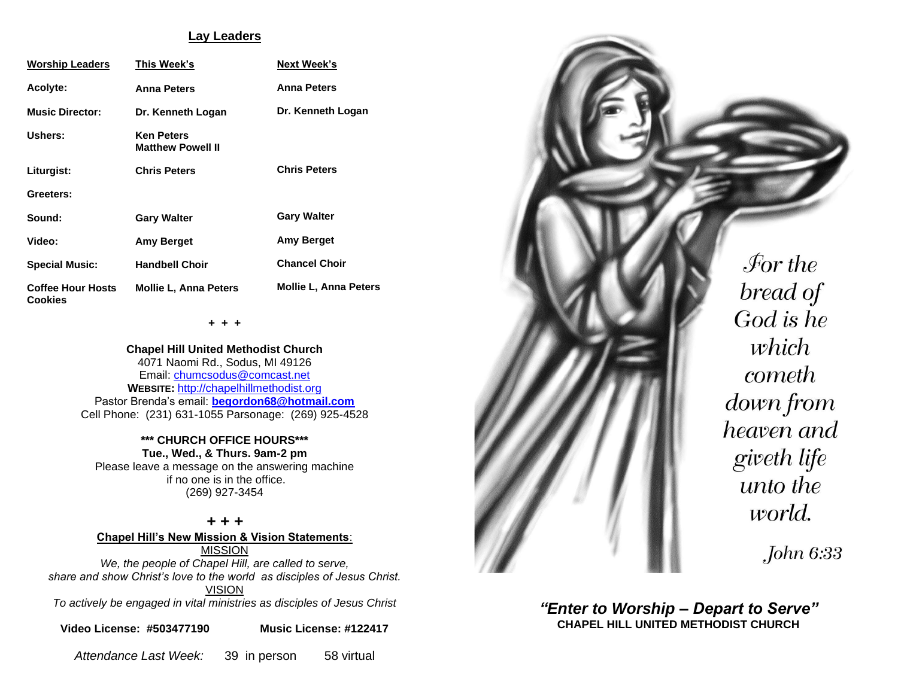## Lay Leaders

| Worship Leaders | This Week's | Next Week's |
|---|---|---|
| Acolyte: | Anna Peters | Anna Peters |
| Music Director: | Dr. Kenneth Logan | Dr. Kenneth Logan |
| Ushers: | Ken Peters<br>Matthew Powell II | |
| Liturgist: | Chris Peters | Chris Peters |
| Greeters: | | |
| Sound: | Gary Walter | Gary Walter |
| Video: | Amy Berget | Amy Berget |
| Special Music: | Handbell Choir | Chancel Choir |
| Coffee Hour Hosts Cookies | Mollie L, Anna Peters | Mollie L, Anna Peters |

+ + +

**Chapel Hill United Methodist Church**
4071 Naomi Rd., Sodus, MI 49126
Email: chumcsodus@comcast.net
**WEBSITE:** http://chapelhillmethodist.org
Pastor Brenda's email: **begordon68@hotmail.com**
Cell Phone: (231) 631-1055 Parsonage: (269) 925-4528

**\*\*\* CHURCH OFFICE HOURS\*\*\***
**Tue., Wed., & Thurs. 9am-2 pm**
Please leave a message on the answering machine
if no one is in the office.
(269) 927-3454

**+ + +**

**Chapel Hill's New Mission & Vision Statements**:

MISSION

*We, the people of Chapel Hill, are called to serve, share and show Christ's love to the world as disciples of Jesus Christ.*

VISION

*To actively be engaged in vital ministries as disciples of Jesus Christ*

**Video License: #503477190** **Music License: #122417**

*Attendance Last Week:* 39 in person 58 virtual

*For the bread of God is he which cometh down from heaven and giveth life unto the world.*

*John 6:33*

***"Enter to Worship – Depart to Serve"***
**CHAPEL HILL UNITED METHODIST CHURCH**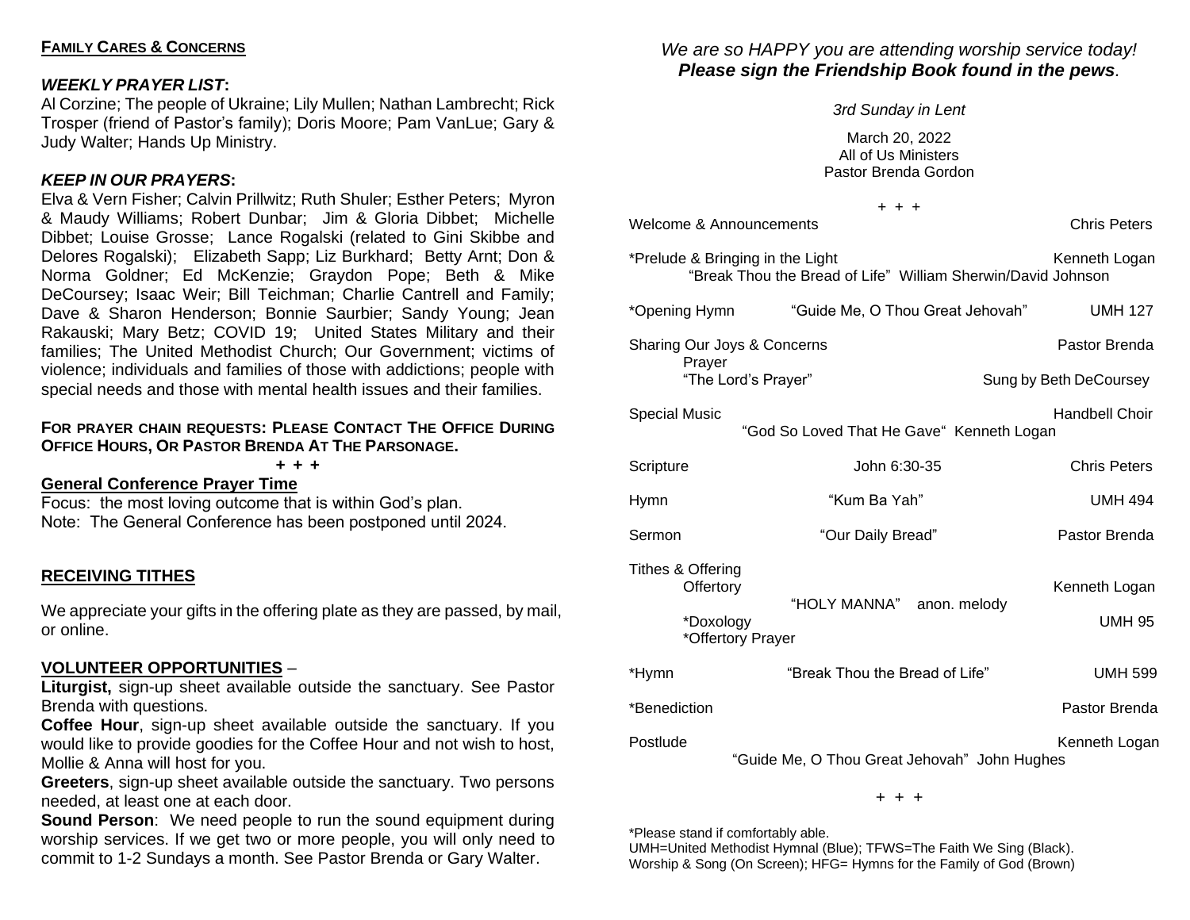**FAMILY CARES & CONCERNS**

***WEEKLY PRAYER LIST*:**
Al Corzine; The people of Ukraine; Lily Mullen; Nathan Lambrecht; Rick Trosper (friend of Pastor's family); Doris Moore; Pam VanLue; Gary & Judy Walter; Hands Up Ministry.

***KEEP IN OUR PRAYERS*:**
Elva & Vern Fisher; Calvin Prillwitz; Ruth Shuler; Esther Peters; Myron & Maudy Williams; Robert Dunbar; Jim & Gloria Dibbet; Michelle Dibbet; Louise Grosse; Lance Rogalski (related to Gini Skibbe and Delores Rogalski); Elizabeth Sapp; Liz Burkhard; Betty Arnt; Don & Norma Goldner; Ed McKenzie; Graydon Pope; Beth & Mike DeCoursey; Isaac Weir; Bill Teichman; Charlie Cantrell and Family; Dave & Sharon Henderson; Bonnie Saurbier; Sandy Young; Jean Rakauski; Mary Betz; COVID 19; United States Military and their families; The United Methodist Church; Our Government; victims of violence; individuals and families of those with addictions; people with special needs and those with mental health issues and their families.

**FOR PRAYER CHAIN REQUESTS: PLEASE CONTACT THE OFFICE DURING OFFICE HOURS, OR PASTOR BRENDA AT THE PARSONAGE.**

**+ + +**

**General Conference Prayer Time**
Focus: the most loving outcome that is within God's plan.
Note: The General Conference has been postponed until 2024.

**RECEIVING TITHES**

We appreciate your gifts in the offering plate as they are passed, by mail, or online.

**VOLUNTEER OPPORTUNITIES** –
**Liturgist,** sign-up sheet available outside the sanctuary. See Pastor Brenda with questions.
**Coffee Hour**, sign-up sheet available outside the sanctuary. If you would like to provide goodies for the Coffee Hour and not wish to host, Mollie & Anna will host for you.
**Greeters**, sign-up sheet available outside the sanctuary. Two persons needed, at least one at each door.
**Sound Person**: We need people to run the sound equipment during worship services. If we get two or more people, you will only need to commit to 1-2 Sundays a month. See Pastor Brenda or Gary Walter.

*We are so HAPPY you are attending worship service today!*
***Please sign the Friendship Book found in the pews*.**

*3rd Sunday in Lent*

March 20, 2022
All of Us Ministers
Pastor Brenda Gordon

+ + +

Welcome & Announcements — Chris Peters

*Prelude & Bringing in the Light — Kenneth Logan
"Break Thou the Bread of Life" William Sherwin/David Johnson

*Opening Hymn — "Guide Me, O Thou Great Jehovah" — UMH 127

Sharing Our Joys & Concerns — Pastor Brenda
Prayer
"The Lord's Prayer" — Sung by Beth DeCoursey

Special Music — Handbell Choir
"God So Loved That He Gave" Kenneth Logan

Scripture — John 6:30-35 — Chris Peters

Hymn — "Kum Ba Yah" — UMH 494

Sermon — "Our Daily Bread" — Pastor Brenda

Tithes & Offering
Offertory — Kenneth Logan
"HOLY MANNA" anon. melody
*Doxology — UMH 95
*Offertory Prayer

*Hymn — "Break Thou the Bread of Life" — UMH 599

*Benediction — Pastor Brenda

Postlude — Kenneth Logan
"Guide Me, O Thou Great Jehovah" John Hughes

+ + +

*Please stand if comfortably able.
UMH=United Methodist Hymnal (Blue); TFWS=The Faith We Sing (Black).
Worship & Song (On Screen); HFG= Hymns for the Family of God (Brown)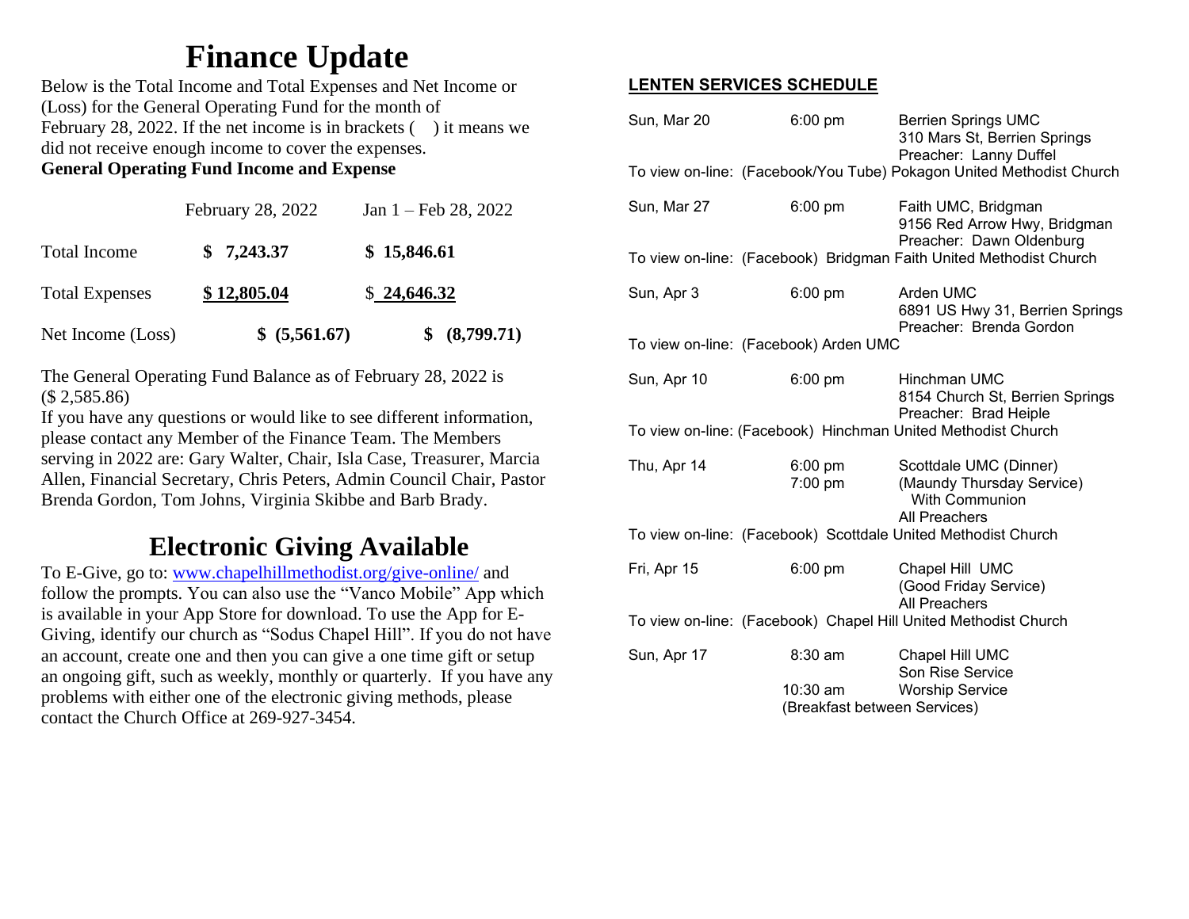# Finance Update

Below is the Total Income and Total Expenses and Net Income or (Loss) for the General Operating Fund for the month of February 28, 2022. If the net income is in brackets (   ) it means we did not receive enough income to cover the expenses.

**General Operating Fund Income and Expense**

| | February 28, 2022 | Jan 1 – Feb 28, 2022 |
|---|---|---|
| Total Income | **$ 7,243.37** | **$ 15,846.61** |
| Total Expenses | **$ 12,805.04** | $ **24,646.32** |
| Net Income (Loss) | **$ (5,561.67)** | **$ (8,799.71)** |

The General Operating Fund Balance as of February 28, 2022 is ($ 2,585.86)

If you have any questions or would like to see different information, please contact any Member of the Finance Team. The Members serving in 2022 are: Gary Walter, Chair, Isla Case, Treasurer, Marcia Allen, Financial Secretary, Chris Peters, Admin Council Chair, Pastor Brenda Gordon, Tom Johns, Virginia Skibbe and Barb Brady.

# Electronic Giving Available

To E-Give, go to: www.chapelhillmethodist.org/give-online/ and follow the prompts. You can also use the "Vanco Mobile" App which is available in your App Store for download. To use the App for E-Giving, identify our church as "Sodus Chapel Hill". If you do not have an account, create one and then you can give a one time gift or setup an ongoing gift, such as weekly, monthly or quarterly. If you have any problems with either one of the electronic giving methods, please contact the Church Office at 269-927-3454.

## LENTEN SERVICES SCHEDULE

Sun, Mar 20 — 6:00 pm — Berrien Springs UMC, 310 Mars St, Berrien Springs, Preacher: Lanny Duffel
To view on-line: (Facebook/You Tube) Pokagon United Methodist Church

Sun, Mar 27 — 6:00 pm — Faith UMC, Bridgman, 9156 Red Arrow Hwy, Bridgman, Preacher: Dawn Oldenburg
To view on-line: (Facebook) Bridgman Faith United Methodist Church

Sun, Apr 3 — 6:00 pm — Arden UMC, 6891 US Hwy 31, Berrien Springs, Preacher: Brenda Gordon
To view on-line: (Facebook) Arden UMC

Sun, Apr 10 — 6:00 pm — Hinchman UMC, 8154 Church St, Berrien Springs, Preacher: Brad Heiple
To view on-line: (Facebook) Hinchman United Methodist Church

Thu, Apr 14 — 6:00 pm — Scottdale UMC (Dinner); 7:00 pm — (Maundy Thursday Service) With Communion, All Preachers
To view on-line: (Facebook) Scottdale United Methodist Church

Fri, Apr 15 — 6:00 pm — Chapel Hill UMC (Good Friday Service), All Preachers
To view on-line: (Facebook) Chapel Hill United Methodist Church

Sun, Apr 17 — 8:30 am — Chapel Hill UMC Son Rise Service; 10:30 am — Worship Service
(Breakfast between Services)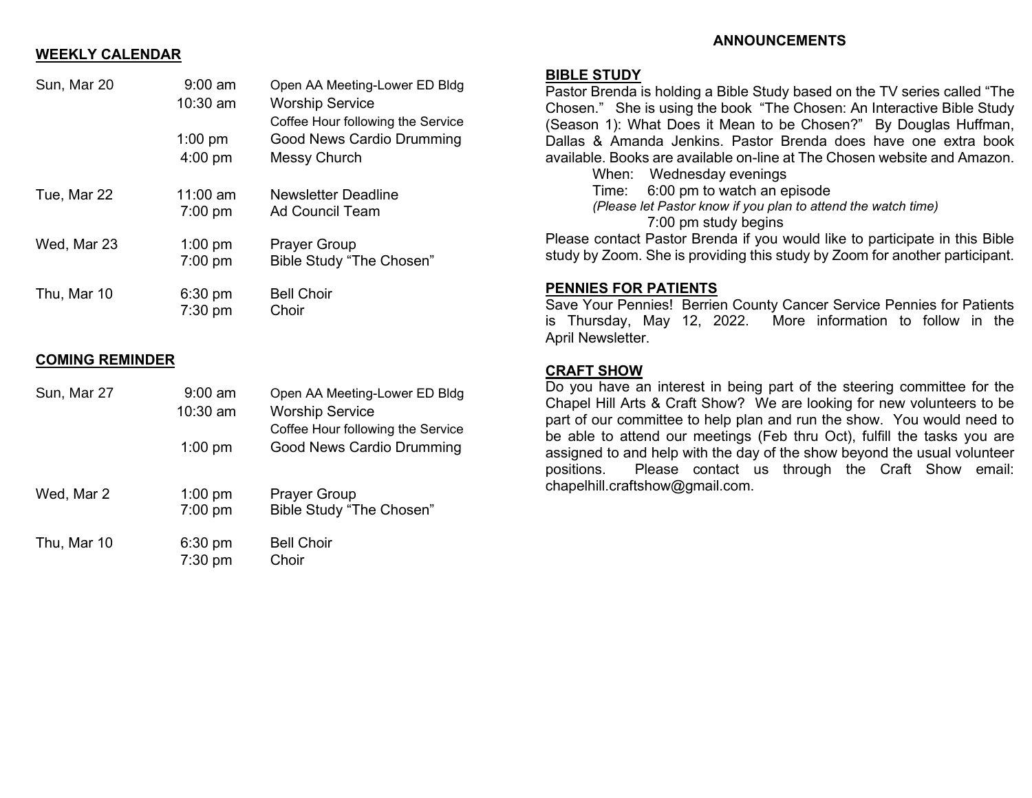## WEEKLY CALENDAR

| | | |
|---|---|---|
| Sun, Mar 20 | 9:00 am | Open AA Meeting-Lower ED Bldg |
| | 10:30 am | Worship Service |
| | | Coffee Hour following the Service |
| | 1:00 pm | Good News Cardio Drumming |
| | 4:00 pm | Messy Church |
| Tue, Mar 22 | 11:00 am | Newsletter Deadline |
| | 7:00 pm | Ad Council Team |
| Wed, Mar 23 | 1:00 pm | Prayer Group |
| | 7:00 pm | Bible Study "The Chosen" |
| Thu, Mar 10 | 6:30 pm | Bell Choir |
| | 7:30 pm | Choir |

## COMING REMINDER

| | | |
|---|---|---|
| Sun, Mar 27 | 9:00 am | Open AA Meeting-Lower ED Bldg |
| | 10:30 am | Worship Service |
| | | Coffee Hour following the Service |
| | 1:00 pm | Good News Cardio Drumming |
| Wed, Mar 2 | 1:00 pm | Prayer Group |
| | 7:00 pm | Bible Study "The Chosen" |
| Thu, Mar 10 | 6:30 pm | Bell Choir |
| | 7:30 pm | Choir |

## ANNOUNCEMENTS

### BIBLE STUDY

Pastor Brenda is holding a Bible Study based on the TV series called "The Chosen." She is using the book "The Chosen: An Interactive Bible Study (Season 1): What Does it Mean to be Chosen?" By Douglas Huffman, Dallas & Amanda Jenkins. Pastor Brenda does have one extra book available. Books are available on-line at The Chosen website and Amazon.

When: Wednesday evenings
Time: 6:00 pm to watch an episode
*(Please let Pastor know if you plan to attend the watch time)*
7:00 pm study begins

Please contact Pastor Brenda if you would like to participate in this Bible study by Zoom. She is providing this study by Zoom for another participant.

### PENNIES FOR PATIENTS

Save Your Pennies! Berrien County Cancer Service Pennies for Patients is Thursday, May 12, 2022. More information to follow in the April Newsletter.

### CRAFT SHOW

Do you have an interest in being part of the steering committee for the Chapel Hill Arts & Craft Show? We are looking for new volunteers to be part of our committee to help plan and run the show. You would need to be able to attend our meetings (Feb thru Oct), fulfill the tasks you are assigned to and help with the day of the show beyond the usual volunteer positions. Please contact us through the Craft Show email: chapelhill.craftshow@gmail.com.